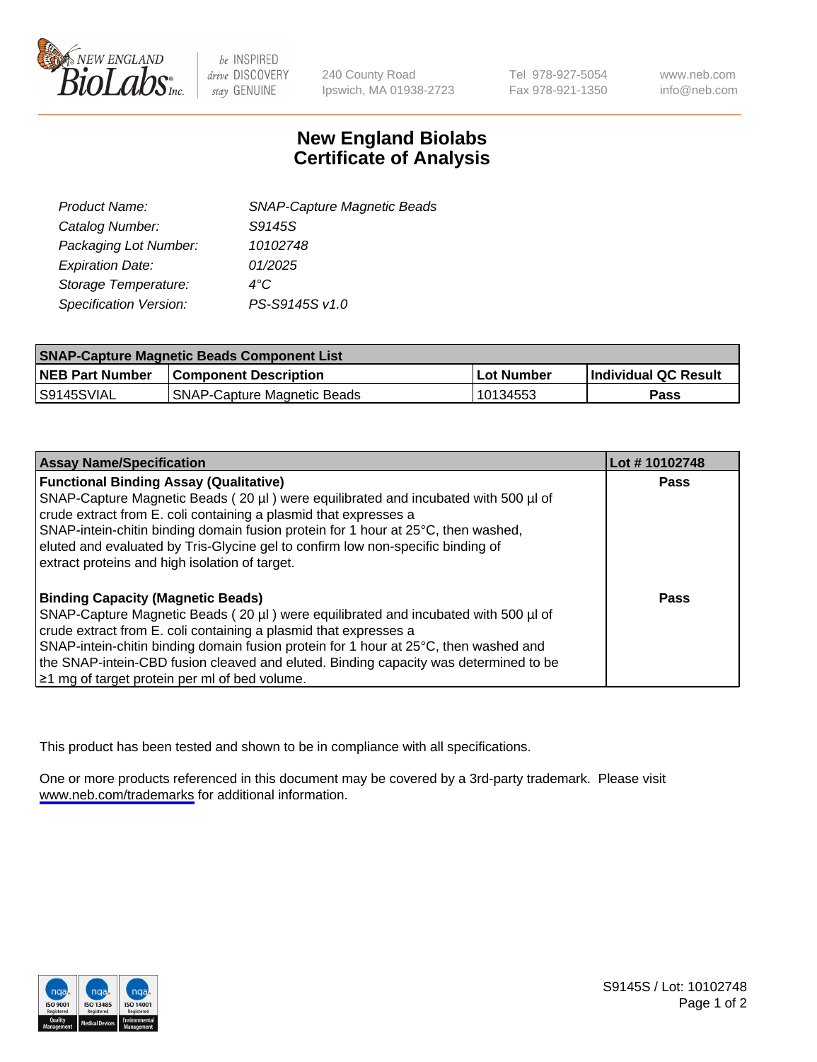# New England Biolabs
# Certificate of Analysis

| | |
|---|---|
| *Product Name:* | *SNAP-Capture Magnetic Beads* |
| *Catalog Number:* | *S9145S* |
| *Packaging Lot Number:* | *10102748* |
| *Expiration Date:* | *01/2025* |
| *Storage Temperature:* | *4°C* |
| *Specification Version:* | *PS-S9145S v1.0* |

| SNAP-Capture Magnetic Beads Component List | | | |
|---|---|---|---|
| **NEB Part Number** | **Component Description** | **Lot Number** | **Individual QC Result** |
| S9145SVIAL | SNAP-Capture Magnetic Beads | 10134553 | **Pass** |

| Assay Name/Specification | Lot # 10102748 |
|---|---|
| **Functional Binding Assay (Qualitative)**<br>SNAP-Capture Magnetic Beads ( 20 µl ) were equilibrated and incubated with 500 µl of crude extract from E. coli containing a plasmid that expresses a SNAP-intein-chitin binding domain fusion protein for 1 hour at 25°C, then washed, eluted and evaluated by Tris-Glycine gel to confirm low non-specific binding of extract proteins and high isolation of target. | **Pass** |
| **Binding Capacity (Magnetic Beads)**<br>SNAP-Capture Magnetic Beads ( 20 µl ) were equilibrated and incubated with 500 µl of crude extract from E. coli containing a plasmid that expresses a SNAP-intein-chitin binding domain fusion protein for 1 hour at 25°C, then washed and the SNAP-intein-CBD fusion cleaved and eluted. Binding capacity was determined to be ≥1 mg of target protein per ml of bed volume. | **Pass** |

This product has been tested and shown to be in compliance with all specifications.

One or more products referenced in this document may be covered by a 3rd-party trademark. Please visit www.neb.com/trademarks for additional information.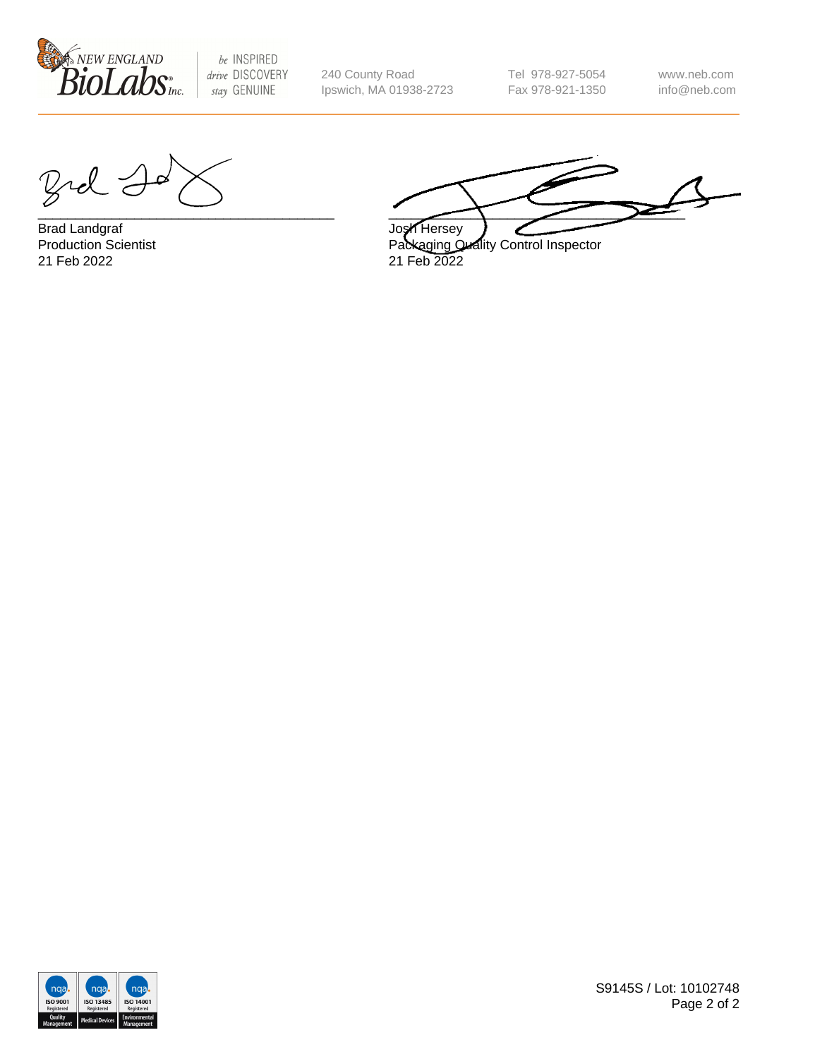Brad Landgraf
Production Scientist
21 Feb 2022

Josh Hersey
Packaging Quality Control Inspector
21 Feb 2022

S9145S / Lot: 10102748